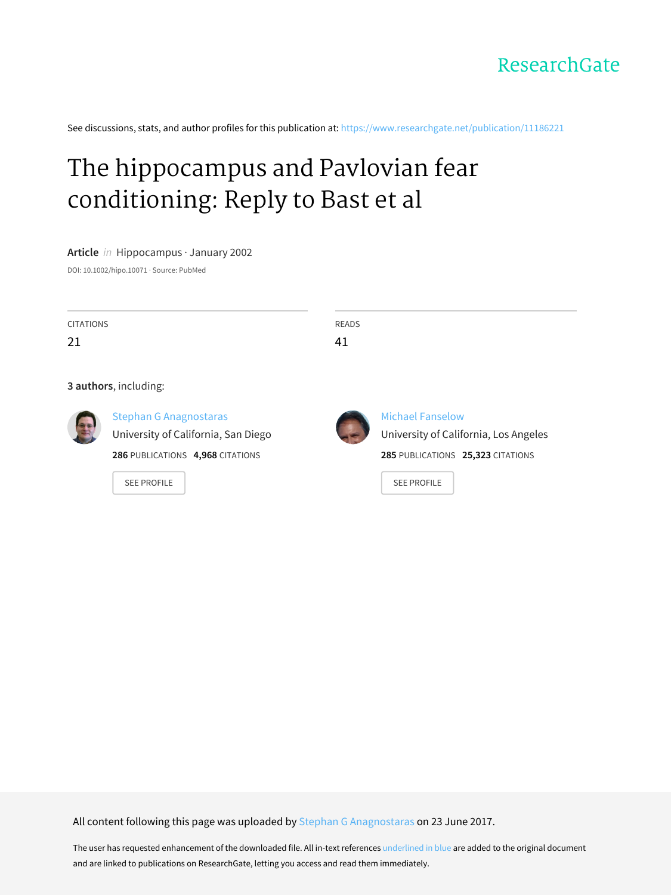ResearchGate

See discussions, stats, and author profiles for this publication at: https://www.researchgate.net/publication/11186221

# The hippocampus and Pavlovian fear conditioning: Reply to Bast et al

**Article** *in* Hippocampus · January 2002

DOI: 10.1002/hipo.10071 · Source: PubMed

| CITATIONS | READS |
| --- | --- |
| 21 | 41 |

**3 authors**, including:

Stephan G Anagnostaras
University of California, San Diego
**286** PUBLICATIONS **4,968** CITATIONS

SEE PROFILE

Michael Fanselow
University of California, Los Angeles
**285** PUBLICATIONS **25,323** CITATIONS

SEE PROFILE

All content following this page was uploaded by Stephan G Anagnostaras on 23 June 2017.

The user has requested enhancement of the downloaded file. All in-text references underlined in blue are added to the original document and are linked to publications on ResearchGate, letting you access and read them immediately.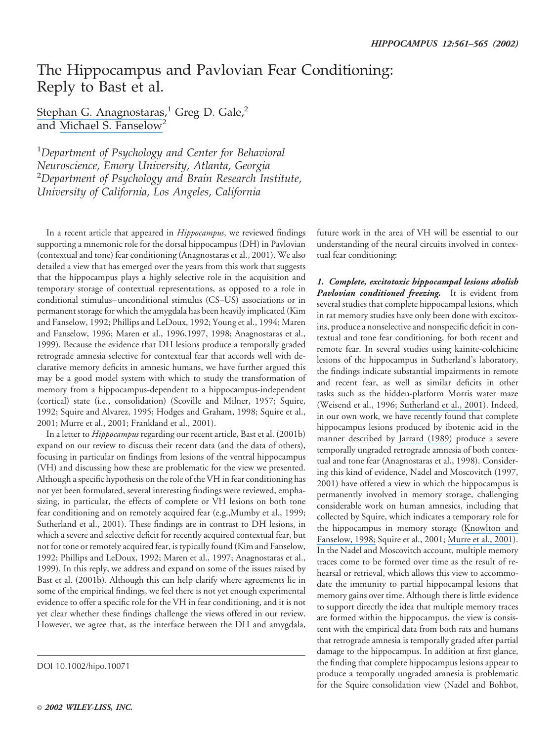# The Hippocampus and Pavlovian Fear Conditioning: Reply to Bast et al.

Stephan G. Anagnostaras,[1] Greg D. Gale,[2] and Michael S. Fanselow[2]

[1]*Department of Psychology and Center for Behavioral Neuroscience, Emory University, Atlanta, Georgia*
[2]*Department of Psychology and Brain Research Institute, University of California, Los Angeles, California*

In a recent article that appeared in *Hippocampus*, we reviewed findings supporting a mnemonic role for the dorsal hippocampus (DH) in Pavlovian (contextual and tone) fear conditioning (Anagnostaras et al., 2001). We also detailed a view that has emerged over the years from this work that suggests that the hippocampus plays a highly selective role in the acquisition and temporary storage of contextual representations, as opposed to a role in conditional stimulus–unconditional stimulus (CS–US) associations or in permanent storage for which the amygdala has been heavily implicated (Kim and Fanselow, 1992; Phillips and LeDoux, 1992; Young et al., 1994; Maren and Fanselow, 1996; Maren et al., 1996,1997, 1998; Anagnostaras et al., 1999). Because the evidence that DH lesions produce a temporally graded retrograde amnesia selective for contextual fear that accords well with declarative memory deficits in amnesic humans, we have further argued this may be a good model system with which to study the transformation of memory from a hippocampus-dependent to a hippocampus-independent (cortical) state (i.e., consolidation) (Scoville and Milner, 1957; Squire, 1992; Squire and Alvarez, 1995; Hodges and Graham, 1998; Squire et al., 2001; Murre et al., 2001; Frankland et al., 2001).

In a letter to *Hippocampus* regarding our recent article, Bast et al. (2001b) expand on our review to discuss their recent data (and the data of others), focusing in particular on findings from lesions of the ventral hippocampus (VH) and discussing how these are problematic for the view we presented. Although a specific hypothesis on the role of the VH in fear conditioning has not yet been formulated, several interesting findings were reviewed, emphasizing, in particular, the effects of complete or VH lesions on both tone fear conditioning and on remotely acquired fear (e.g.,Mumby et al., 1999; Sutherland et al., 2001). These findings are in contrast to DH lesions, in which a severe and selective deficit for recently acquired contextual fear, but not for tone or remotely acquired fear, is typically found (Kim and Fanselow, 1992; Phillips and LeDoux, 1992; Maren et al., 1997; Anagnostaras et al., 1999). In this reply, we address and expand on some of the issues raised by Bast et al. (2001b). Although this can help clarify where agreements lie in some of the empirical findings, we feel there is not yet enough experimental evidence to offer a specific role for the VH in fear conditioning, and it is not yet clear whether these findings challenge the views offered in our review. However, we agree that, as the interface between the DH and amygdala, future work in the area of VH will be essential to our understanding of the neural circuits involved in contextual fear conditioning:

***1. Complete, excitotoxic hippocampal lesions abolish Pavlovian conditioned freezing.*** It is evident from several studies that complete hippocampal lesions, which in rat memory studies have only been done with excitoxins, produce a nonselective and nonspecific deficit in contextual and tone fear conditioning, for both recent and remote fear. In several studies using kainite-colchicine lesions of the hippocampus in Sutherland's laboratory, the findings indicate substantial impairments in remote and recent fear, as well as similar deficits in other tasks such as the hidden-platform Morris water maze (Weisend et al., 1996; Sutherland et al., 2001). Indeed, in our own work, we have recently found that complete hippocampus lesions produced by ibotenic acid in the manner described by Jarrard (1989) produce a severe temporally ungraded retrograde amnesia of both contextual and tone fear (Anagnostaras et al., 1998). Considering this kind of evidence, Nadel and Moscovitch (1997, 2001) have offered a view in which the hippocampus is permanently involved in memory storage, challenging considerable work on human amnesics, including that collected by Squire, which indicates a temporary role for the hippocampus in memory storage (Knowlton and Fanselow, 1998; Squire et al., 2001; Murre et al., 2001). In the Nadel and Moscovitch account, multiple memory traces come to be formed over time as the result of rehearsal or retrieval, which allows this view to accommodate the immunity to partial hippocampal lesions that memory gains over time. Although there is little evidence to support directly the idea that multiple memory traces are formed within the hippocampus, the view is consistent with the empirical data from both rats and humans that retrograde amnesia is temporally graded after partial damage to the hippocampus. In addition at first glance, the finding that complete hippocampus lesions appear to produce a temporally ungraded amnesia is problematic for the Squire consolidation view (Nadel and Bohbot,

DOI 10.1002/hipo.10071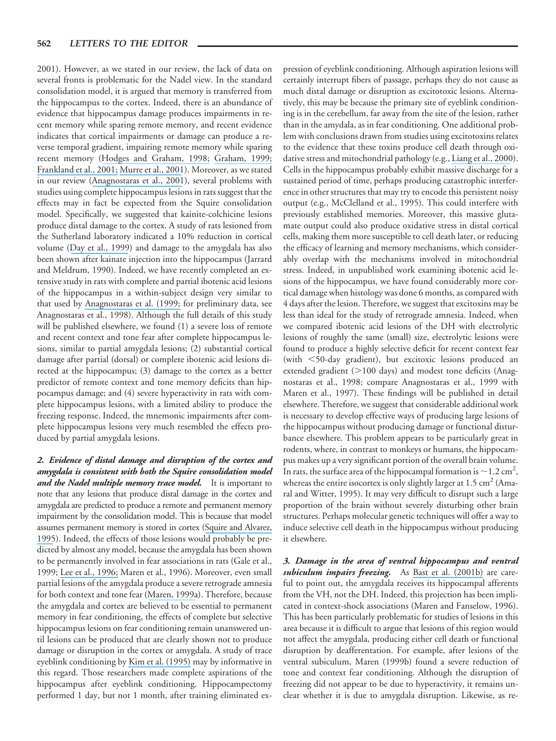2001). However, as we stated in our review, the lack of data on several fronts is problematic for the Nadel view. In the standard consolidation model, it is argued that memory is transferred from the hippocampus to the cortex. Indeed, there is an abundance of evidence that hippocampus damage produces impairments in recent memory while sparing remote memory, and recent evidence indicates that cortical impairments or damage can produce a reverse temporal gradient, impairing remote memory while sparing recent memory (Hodges and Graham, 1998; Graham, 1999; Frankland et al., 2001; Murre et al., 2001). Moreover, as we stated in our review (Anagnostaras et al., 2001), several problems with studies using complete hippocampus lesions in rats suggest that the effects may in fact be expected from the Squire consolidation model. Specifically, we suggested that kainite-colchicine lesions produce distal damage to the cortex. A study of rats lesioned from the Sutherland laboratory indicated a 10% reduction in cortical volume (Day et al., 1999) and damage to the amygdala has also been shown after kainate injection into the hippocampus (Jarrard and Meldrum, 1990). Indeed, we have recently completed an extensive study in rats with complete and partial ibotenic acid lesions of the hippocampus in a within-subject design very similar to that used by Anagnostaras et al. (1999; for preliminary data, see Anagnostaras et al., 1998). Although the full details of this study will be published elsewhere, we found (1) a severe loss of remote and recent context and tone fear after complete hippocampus lesions, similar to partial amygdala lesions; (2) substantial cortical damage after partial (dorsal) or complete ibotenic acid lesions directed at the hippocampus; (3) damage to the cortex as a better predictor of remote context and tone memory deficits than hippocampus damage; and (4) severe hyperactivity in rats with complete hippocampus lesions, with a limited ability to produce the freezing response. Indeed, the mnemonic impairments after complete hippocampus lesions very much resembled the effects produced by partial amygdala lesions.

***2. Evidence of distal damage and disruption of the cortex and amygdala is consistent with both the Squire consolidation model and the Nadel multiple memory trace model.*** It is important to note that any lesions that produce distal damage in the cortex and amygdala are predicted to produce a remote and permanent memory impairment by the consolidation model. This is because that model assumes permanent memory is stored in cortex (Squire and Alvarez, 1995). Indeed, the effects of those lesions would probably be predicted by almost any model, because the amygdala has been shown to be permanently involved in fear associations in rats (Gale et al., 1999; Lee et al., 1996; Maren et al., 1996). Moreover, even small partial lesions of the amygdala produce a severe retrograde amnesia for both context and tone fear (Maren, 1999a). Therefore, because the amygdala and cortex are believed to be essential to permanent memory in fear conditioning, the effects of complete but selective hippocampus lesions on fear conditioning remain unanswered until lesions can be produced that are clearly shown not to produce damage or disruption in the cortex or amygdala. A study of trace eyeblink conditioning by Kim et al. (1995) may by informative in this regard. Those researchers made complete aspirations of the hippocampus after eyeblink conditioning. Hippocampectomy performed 1 day, but not 1 month, after training eliminated expression of eyeblink conditioning. Although aspiration lesions will certainly interrupt fibers of passage, perhaps they do not cause as much distal damage or disruption as excitotoxic lesions. Alternatively, this may be because the primary site of eyeblink conditioning is in the cerebellum, far away from the site of the lesion, rather than in the amydala, as in fear conditioning. One additional problem with conclusions drawn from studies using excitotoxins relates to the evidence that these toxins produce cell death through oxidative stress and mitochondrial pathology (e.g., Liang et al., 2000). Cells in the hippocampus probably exhibit massive discharge for a sustained period of time, perhaps producing catastrophic interference in other structures that may try to encode this persistent noisy output (e.g., McClelland et al., 1995). This could interfere with previously established memories. Moreover, this massive glutamate output could also produce oxidative stress in distal cortical cells, making them more susceptible to cell death later, or reducing the efficacy of learning and memory mechanisms, which considerably overlap with the mechanisms involved in mitochondrial stress. Indeed, in unpublished work examining ibotenic acid lesions of the hippocampus, we have found considerably more cortical damage when histology was done 6 months, as compared with 4 days after the lesion. Therefore, we suggest that excitoxins may be less than ideal for the study of retrograde amnesia. Indeed, when we compared ibotenic acid lesions of the DH with electrolytic lesions of roughly the same (small) size, electrolytic lesions were found to produce a highly selective deficit for recent context fear (with <50-day gradient), but excitoxic lesions produced an extended gradient (>100 days) and modest tone deficits (Anagnostaras et al., 1998; compare Anagnostaras et al., 1999 with Maren et al., 1997). These findings will be published in detail elsewhere. Therefore, we suggest that considerable additional work is necessary to develop effective ways of producing large lesions of the hippocampus without producing damage or functional disturbance elsewhere. This problem appears to be particularly great in rodents, where, in contrast to monkeys or humans, the hippocampus makes up a very significant portion of the overall brain volume. In rats, the surface area of the hippocampal formation is $\sim$1.2 $cm^2$, whereas the entire isocortex is only slightly larger at 1.5 $cm^2$ (Amaral and Witter, 1995). It may very difficult to disrupt such a large proportion of the brain without severely disturbing other brain structures. Perhaps molecular genetic techniques will offer a way to induce selective cell death in the hippocampus without producing it elsewhere.

***3. Damage in the area of ventral hippocampus and ventral subiculum impairs freezing.*** As Bast et al. (2001b) are careful to point out, the amygdala receives its hippocampal afferents from the VH, not the DH. Indeed, this projection has been implicated in context-shock associations (Maren and Fanselow, 1996). This has been particularly problematic for studies of lesions in this area because it is difficult to argue that lesions of this region would not affect the amygdala, producing either cell death or functional disruption by deafferentation. For example, after lesions of the ventral subiculum, Maren (1999b) found a severe reduction of tone and context fear conditioning. Although the disruption of freezing did not appear to be due to hyperactivity, it remains unclear whether it is due to amygdala disruption. Likewise, as re-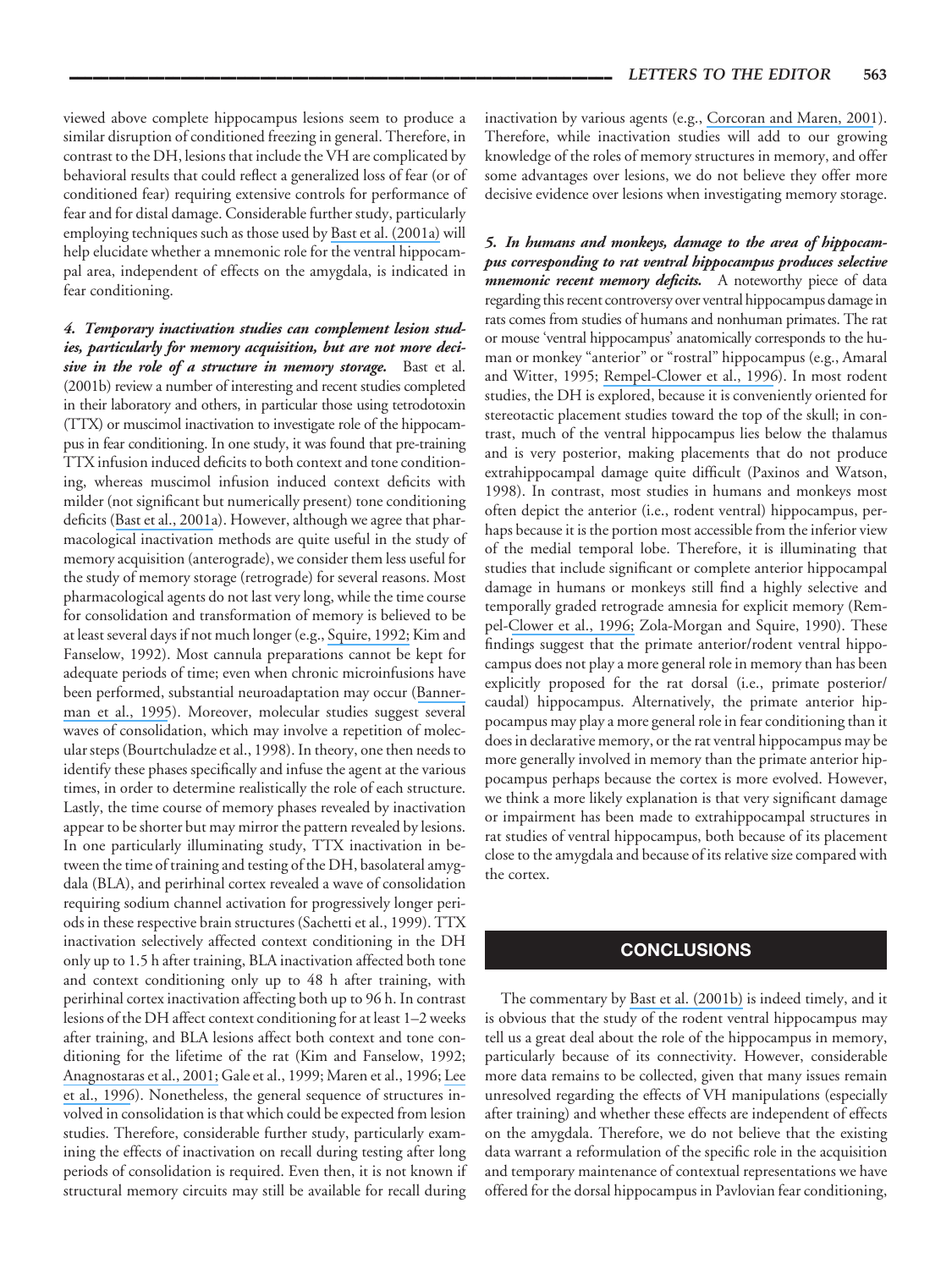viewed above complete hippocampus lesions seem to produce a similar disruption of conditioned freezing in general. Therefore, in contrast to the DH, lesions that include the VH are complicated by behavioral results that could reflect a generalized loss of fear (or of conditioned fear) requiring extensive controls for performance of fear and for distal damage. Considerable further study, particularly employing techniques such as those used by Bast et al. (2001a) will help elucidate whether a mnemonic role for the ventral hippocampal area, independent of effects on the amygdala, is indicated in fear conditioning.

***4. Temporary inactivation studies can complement lesion studies, particularly for memory acquisition, but are not more decisive in the role of a structure in memory storage.*** Bast et al. (2001b) review a number of interesting and recent studies completed in their laboratory and others, in particular those using tetrodotoxin (TTX) or muscimol inactivation to investigate role of the hippocampus in fear conditioning. In one study, it was found that pre-training TTX infusion induced deficits to both context and tone conditioning, whereas muscimol infusion induced context deficits with milder (not significant but numerically present) tone conditioning deficits (Bast et al., 2001a). However, although we agree that pharmacological inactivation methods are quite useful in the study of memory acquisition (anterograde), we consider them less useful for the study of memory storage (retrograde) for several reasons. Most pharmacological agents do not last very long, while the time course for consolidation and transformation of memory is believed to be at least several days if not much longer (e.g., Squire, 1992; Kim and Fanselow, 1992). Most cannula preparations cannot be kept for adequate periods of time; even when chronic microinfusions have been performed, substantial neuroadaptation may occur (Bannerman et al., 1995). Moreover, molecular studies suggest several waves of consolidation, which may involve a repetition of molecular steps (Bourtchuladze et al., 1998). In theory, one then needs to identify these phases specifically and infuse the agent at the various times, in order to determine realistically the role of each structure. Lastly, the time course of memory phases revealed by inactivation appear to be shorter but may mirror the pattern revealed by lesions. In one particularly illuminating study, TTX inactivation in between the time of training and testing of the DH, basolateral amygdala (BLA), and perirhinal cortex revealed a wave of consolidation requiring sodium channel activation for progressively longer periods in these respective brain structures (Sachetti et al., 1999). TTX inactivation selectively affected context conditioning in the DH only up to 1.5 h after training, BLA inactivation affected both tone and context conditioning only up to 48 h after training, with perirhinal cortex inactivation affecting both up to 96 h. In contrast lesions of the DH affect context conditioning for at least 1–2 weeks after training, and BLA lesions affect both context and tone conditioning for the lifetime of the rat (Kim and Fanselow, 1992; Anagnostaras et al., 2001; Gale et al., 1999; Maren et al., 1996; Lee et al., 1996). Nonetheless, the general sequence of structures involved in consolidation is that which could be expected from lesion studies. Therefore, considerable further study, particularly examining the effects of inactivation on recall during testing after long periods of consolidation is required. Even then, it is not known if structural memory circuits may still be available for recall during inactivation by various agents (e.g., Corcoran and Maren, 2001). Therefore, while inactivation studies will add to our growing knowledge of the roles of memory structures in memory, and offer some advantages over lesions, we do not believe they offer more decisive evidence over lesions when investigating memory storage.

***5. In humans and monkeys, damage to the area of hippocampus corresponding to rat ventral hippocampus produces selective mnemonic recent memory deficits.*** A noteworthy piece of data regarding this recent controversy over ventral hippocampus damage in rats comes from studies of humans and nonhuman primates. The rat or mouse 'ventral hippocampus' anatomically corresponds to the human or monkey "anterior" or "rostral" hippocampus (e.g., Amaral and Witter, 1995; Rempel-Clower et al., 1996). In most rodent studies, the DH is explored, because it is conveniently oriented for stereotactic placement studies toward the top of the skull; in contrast, much of the ventral hippocampus lies below the thalamus and is very posterior, making placements that do not produce extrahippocampal damage quite difficult (Paxinos and Watson, 1998). In contrast, most studies in humans and monkeys most often depict the anterior (i.e., rodent ventral) hippocampus, perhaps because it is the portion most accessible from the inferior view of the medial temporal lobe. Therefore, it is illuminating that studies that include significant or complete anterior hippocampal damage in humans or monkeys still find a highly selective and temporally graded retrograde amnesia for explicit memory (Rempel-Clower et al., 1996; Zola-Morgan and Squire, 1990). These findings suggest that the primate anterior/rodent ventral hippocampus does not play a more general role in memory than has been explicitly proposed for the rat dorsal (i.e., primate posterior/caudal) hippocampus. Alternatively, the primate anterior hippocampus may play a more general role in fear conditioning than it does in declarative memory, or the rat ventral hippocampus may be more generally involved in memory than the primate anterior hippocampus perhaps because the cortex is more evolved. However, we think a more likely explanation is that very significant damage or impairment has been made to extrahippocampal structures in rat studies of ventral hippocampus, both because of its placement close to the amygdala and because of its relative size compared with the cortex.

## CONCLUSIONS

The commentary by Bast et al. (2001b) is indeed timely, and it is obvious that the study of the rodent ventral hippocampus may tell us a great deal about the role of the hippocampus in memory, particularly because of its connectivity. However, considerable more data remains to be collected, given that many issues remain unresolved regarding the effects of VH manipulations (especially after training) and whether these effects are independent of effects on the amygdala. Therefore, we do not believe that the existing data warrant a reformulation of the specific role in the acquisition and temporary maintenance of contextual representations we have offered for the dorsal hippocampus in Pavlovian fear conditioning,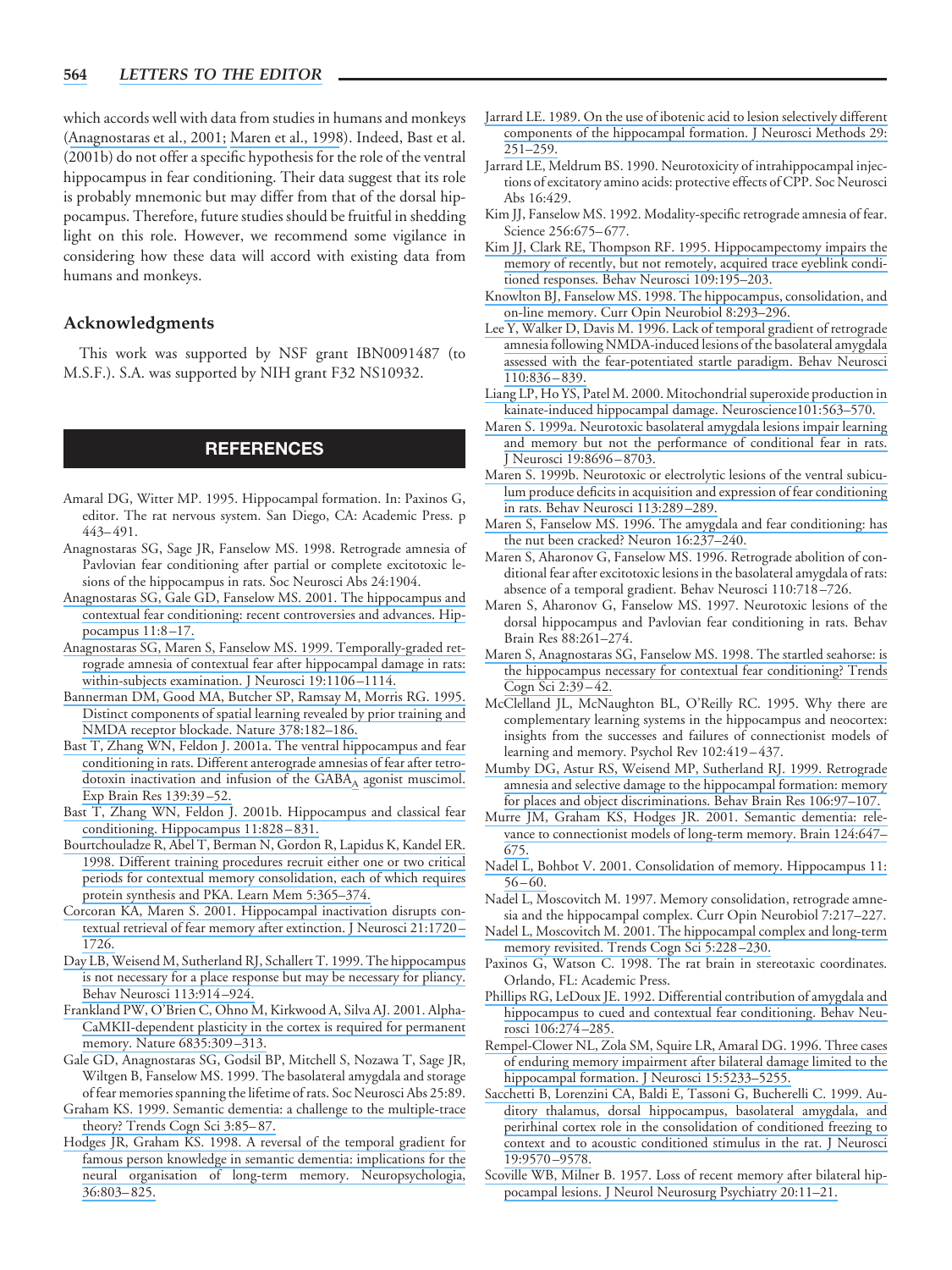which accords well with data from studies in humans and monkeys (Anagnostaras et al., 2001; Maren et al., 1998). Indeed, Bast et al. (2001b) do not offer a specific hypothesis for the role of the ventral hippocampus in fear conditioning. Their data suggest that its role is probably mnemonic but may differ from that of the dorsal hippocampus. Therefore, future studies should be fruitful in shedding light on this role. However, we recommend some vigilance in considering how these data will accord with existing data from humans and monkeys.

## Acknowledgments

This work was supported by NSF grant IBN0091487 (to M.S.F.). S.A. was supported by NIH grant F32 NS10932.

## REFERENCES

Amaral DG, Witter MP. 1995. Hippocampal formation. In: Paxinos G, editor. The rat nervous system. San Diego, CA: Academic Press. p 443–491.

Anagnostaras SG, Sage JR, Fanselow MS. 1998. Retrograde amnesia of Pavlovian fear conditioning after partial or complete excitotoxic lesions of the hippocampus in rats. Soc Neurosci Abs 24:1904.

Anagnostaras SG, Gale GD, Fanselow MS. 2001. The hippocampus and contextual fear conditioning: recent controversies and advances. Hippocampus 11:8–17.

Anagnostaras SG, Maren S, Fanselow MS. 1999. Temporally-graded retrograde amnesia of contextual fear after hippocampal damage in rats: within-subjects examination. J Neurosci 19:1106–1114.

Bannerman DM, Good MA, Butcher SP, Ramsay M, Morris RG. 1995. Distinct components of spatial learning revealed by prior training and NMDA receptor blockade. Nature 378:182–186.

Bast T, Zhang WN, Feldon J. 2001a. The ventral hippocampus and fear conditioning in rats. Different anterograde amnesias of fear after tetrodotoxin inactivation and infusion of the $GABA_A$ agonist muscimol. Exp Brain Res 139:39–52.

Bast T, Zhang WN, Feldon J. 2001b. Hippocampus and classical fear conditioning. Hippocampus 11:828–831.

Bourtchouladze R, Abel T, Berman N, Gordon R, Lapidus K, Kandel ER. 1998. Different training procedures recruit either one or two critical periods for contextual memory consolidation, each of which requires protein synthesis and PKA. Learn Mem 5:365–374.

Corcoran KA, Maren S. 2001. Hippocampal inactivation disrupts contextual retrieval of fear memory after extinction. J Neurosci 21:1720–1726.

Day LB, Weisend M, Sutherland RJ, Schallert T. 1999. The hippocampus is not necessary for a place response but may be necessary for pliancy. Behav Neurosci 113:914–924.

Frankland PW, O'Brien C, Ohno M, Kirkwood A, Silva AJ. 2001. Alpha-CaMKII-dependent plasticity in the cortex is required for permanent memory. Nature 6835:309–313.

Gale GD, Anagnostaras SG, Godsil BP, Mitchell S, Nozawa T, Sage JR, Wiltgen B, Fanselow MS. 1999. The basolateral amygdala and storage of fear memories spanning the lifetime of rats. Soc Neurosci Abs 25:89.

Graham KS. 1999. Semantic dementia: a challenge to the multiple-trace theory? Trends Cogn Sci 3:85–87.

Hodges JR, Graham KS. 1998. A reversal of the temporal gradient for famous person knowledge in semantic dementia: implications for the neural organisation of long-term memory. Neuropsychologia, 36:803–825.

Jarrard LE. 1989. On the use of ibotenic acid to lesion selectively different components of the hippocampal formation. J Neurosci Methods 29: 251–259.

Jarrard LE, Meldrum BS. 1990. Neurotoxicity of intrahippocampal injections of excitatory amino acids: protective effects of CPP. Soc Neurosci Abs 16:429.

Kim JJ, Fanselow MS. 1992. Modality-specific retrograde amnesia of fear. Science 256:675–677.

Kim JJ, Clark RE, Thompson RF. 1995. Hippocampectomy impairs the memory of recently, but not remotely, acquired trace eyeblink conditioned responses. Behav Neurosci 109:195–203.

Knowlton BJ, Fanselow MS. 1998. The hippocampus, consolidation, and on-line memory. Curr Opin Neurobiol 8:293–296.

Lee Y, Walker D, Davis M. 1996. Lack of temporal gradient of retrograde amnesia following NMDA-induced lesions of the basolateral amygdala assessed with the fear-potentiated startle paradigm. Behav Neurosci 110:836–839.

Liang LP, Ho YS, Patel M. 2000. Mitochondrial superoxide production in kainate-induced hippocampal damage. Neuroscience101:563–570.

Maren S. 1999a. Neurotoxic basolateral amygdala lesions impair learning and memory but not the performance of conditional fear in rats. J Neurosci 19:8696–8703.

Maren S. 1999b. Neurotoxic or electrolytic lesions of the ventral subiculum produce deficits in acquisition and expression of fear conditioning in rats. Behav Neurosci 113:289–289.

Maren S, Fanselow MS. 1996. The amygdala and fear conditioning: has the nut been cracked? Neuron 16:237–240.

Maren S, Aharonov G, Fanselow MS. 1996. Retrograde abolition of conditional fear after excitotoxic lesions in the basolateral amygdala of rats: absence of a temporal gradient. Behav Neurosci 110:718–726.

Maren S, Aharonov G, Fanselow MS. 1997. Neurotoxic lesions of the dorsal hippocampus and Pavlovian fear conditioning in rats. Behav Brain Res 88:261–274.

Maren S, Anagnostaras SG, Fanselow MS. 1998. The startled seahorse: is the hippocampus necessary for contextual fear conditioning? Trends Cogn Sci 2:39–42.

McClelland JL, McNaughton BL, O'Reilly RC. 1995. Why there are complementary learning systems in the hippocampus and neocortex: insights from the successes and failures of connectionist models of learning and memory. Psychol Rev 102:419–437.

Mumby DG, Astur RS, Weisend MP, Sutherland RJ. 1999. Retrograde amnesia and selective damage to the hippocampal formation: memory for places and object discriminations. Behav Brain Res 106:97–107.

Murre JM, Graham KS, Hodges JR. 2001. Semantic dementia: relevance to connectionist models of long-term memory. Brain 124:647–675.

Nadel L, Bohbot V. 2001. Consolidation of memory. Hippocampus 11: 56–60.

Nadel L, Moscovitch M. 1997. Memory consolidation, retrograde amnesia and the hippocampal complex. Curr Opin Neurobiol 7:217–227.

Nadel L, Moscovitch M. 2001. The hippocampal complex and long-term memory revisited. Trends Cogn Sci 5:228–230.

Paxinos G, Watson C. 1998. The rat brain in stereotaxic coordinates. Orlando, FL: Academic Press.

Phillips RG, LeDoux JE. 1992. Differential contribution of amygdala and hippocampus to cued and contextual fear conditioning. Behav Neurosci 106:274–285.

Rempel-Clower NL, Zola SM, Squire LR, Amaral DG. 1996. Three cases of enduring memory impairment after bilateral damage limited to the hippocampal formation. J Neurosci 15:5233–5255.

Sacchetti B, Lorenzini CA, Baldi E, Tassoni G, Bucherelli C. 1999. Auditory thalamus, dorsal hippocampus, basolateral amygdala, and perirhinal cortex role in the consolidation of conditioned freezing to context and to acoustic conditioned stimulus in the rat. J Neurosci 19:9570–9578.

Scoville WB, Milner B. 1957. Loss of recent memory after bilateral hippocampal lesions. J Neurol Neurosurg Psychiatry 20:11–21.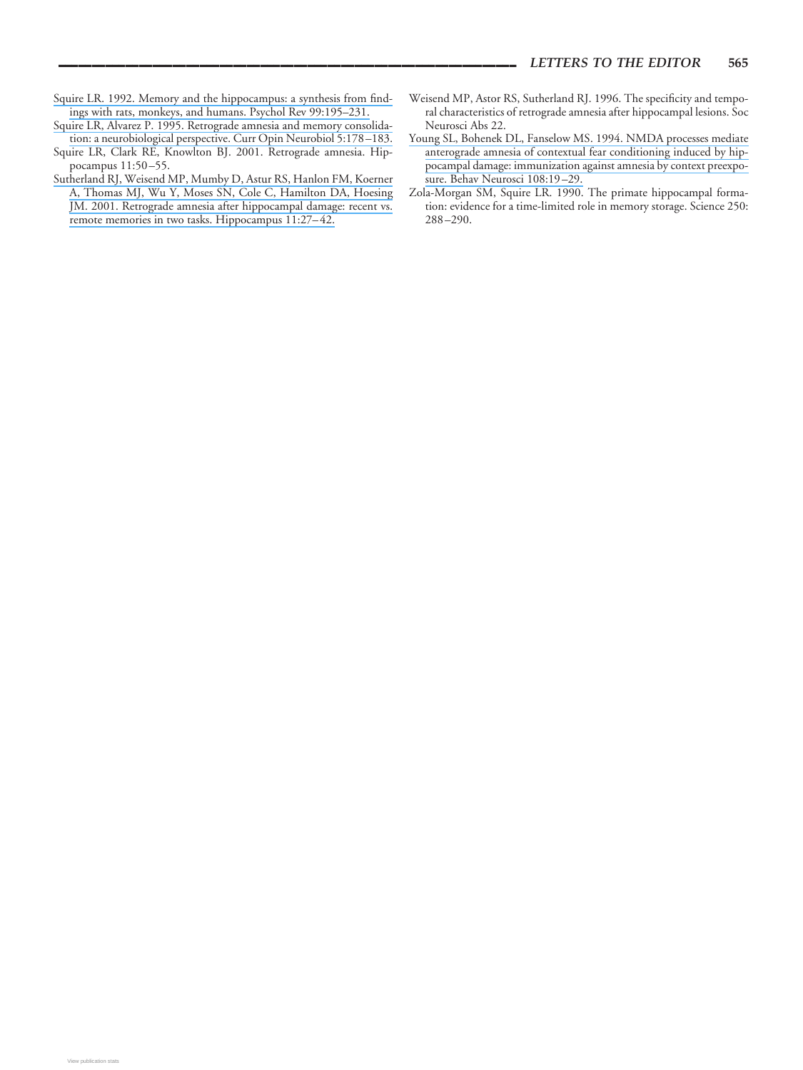Squire LR. 1992. Memory and the hippocampus: a synthesis from findings with rats, monkeys, and humans. Psychol Rev 99:195–231.

Squire LR, Alvarez P. 1995. Retrograde amnesia and memory consolidation: a neurobiological perspective. Curr Opin Neurobiol 5:178–183.

Squire LR, Clark RE, Knowlton BJ. 2001. Retrograde amnesia. Hippocampus 11:50–55.

Sutherland RJ, Weisend MP, Mumby D, Astur RS, Hanlon FM, Koerner A, Thomas MJ, Wu Y, Moses SN, Cole C, Hamilton DA, Hoesing JM. 2001. Retrograde amnesia after hippocampal damage: recent vs. remote memories in two tasks. Hippocampus 11:27–42.

Weisend MP, Astor RS, Sutherland RJ. 1996. The specificity and temporal characteristics of retrograde amnesia after hippocampal lesions. Soc Neurosci Abs 22.

Young SL, Bohenek DL, Fanselow MS. 1994. NMDA processes mediate anterograde amnesia of contextual fear conditioning induced by hippocampal damage: immunization against amnesia by context preexposure. Behav Neurosci 108:19–29.

Zola-Morgan SM, Squire LR. 1990. The primate hippocampal formation: evidence for a time-limited role in memory storage. Science 250: 288–290.